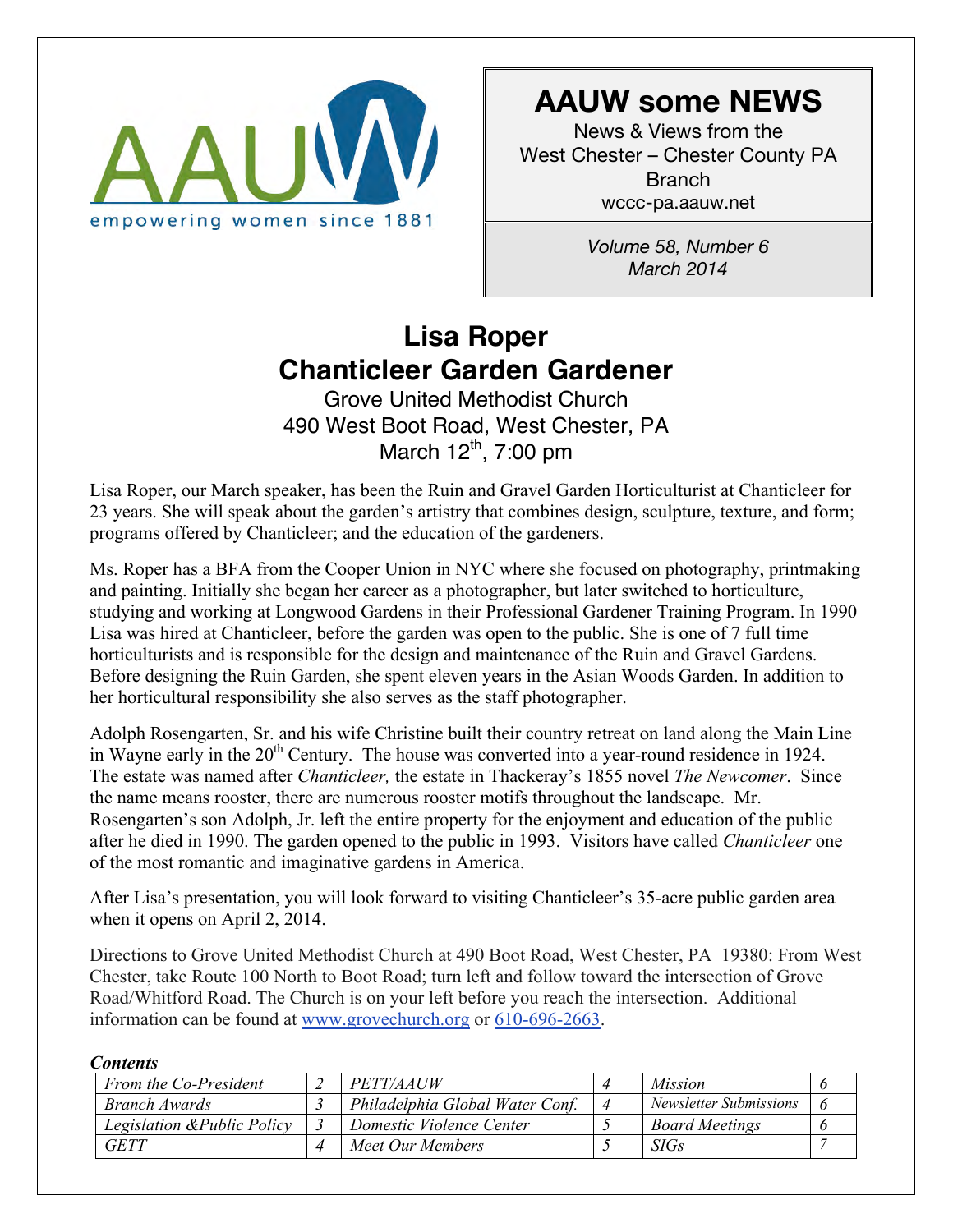AAUW
empowering women since 1881

# AAUW some NEWS

News & Views from the West Chester – Chester County PA Branch
wccc-pa.aauw.net

*Volume 58, Number 6*
*March 2014*

## Lisa Roper
## Chanticleer Garden Gardener

Grove United Methodist Church
490 West Boot Road, West Chester, PA
March 12th, 7:00 pm

Lisa Roper, our March speaker, has been the Ruin and Gravel Garden Horticulturist at Chanticleer for 23 years. She will speak about the garden's artistry that combines design, sculpture, texture, and form; programs offered by Chanticleer; and the education of the gardeners.

Ms. Roper has a BFA from the Cooper Union in NYC where she focused on photography, printmaking and painting. Initially she began her career as a photographer, but later switched to horticulture, studying and working at Longwood Gardens in their Professional Gardener Training Program. In 1990 Lisa was hired at Chanticleer, before the garden was open to the public. She is one of 7 full time horticulturists and is responsible for the design and maintenance of the Ruin and Gravel Gardens. Before designing the Ruin Garden, she spent eleven years in the Asian Woods Garden. In addition to her horticultural responsibility she also serves as the staff photographer.

Adolph Rosengarten, Sr. and his wife Christine built their country retreat on land along the Main Line in Wayne early in the 20th Century. The house was converted into a year-round residence in 1924. The estate was named after *Chanticleer,* the estate in Thackeray's 1855 novel *The Newcomer*. Since the name means rooster, there are numerous rooster motifs throughout the landscape. Mr. Rosengarten's son Adolph, Jr. left the entire property for the enjoyment and education of the public after he died in 1990. The garden opened to the public in 1993. Visitors have called *Chanticleer* one of the most romantic and imaginative gardens in America.

After Lisa's presentation, you will look forward to visiting Chanticleer's 35-acre public garden area when it opens on April 2, 2014.

Directions to Grove United Methodist Church at 490 Boot Road, West Chester, PA 19380: From West Chester, take Route 100 North to Boot Road; turn left and follow toward the intersection of Grove Road/Whitford Road. The Church is on your left before you reach the intersection. Additional information can be found at www.grovechurch.org or 610-696-2663.

***Contents***

| | | | | | |
|---|---|---|---|---|---|
| *From the Co-President* | *2* | *PETT/AAUW* | *4* | *Mission* | *6* |
| *Branch Awards* | *3* | *Philadelphia Global Water Conf.* | *4* | *Newsletter Submissions* | *6* |
| *Legislation &Public Policy* | *3* | *Domestic Violence Center* | *5* | *Board Meetings* | *6* |
| *GETT* | *4* | *Meet Our Members* | *5* | *SIGs* | *7* |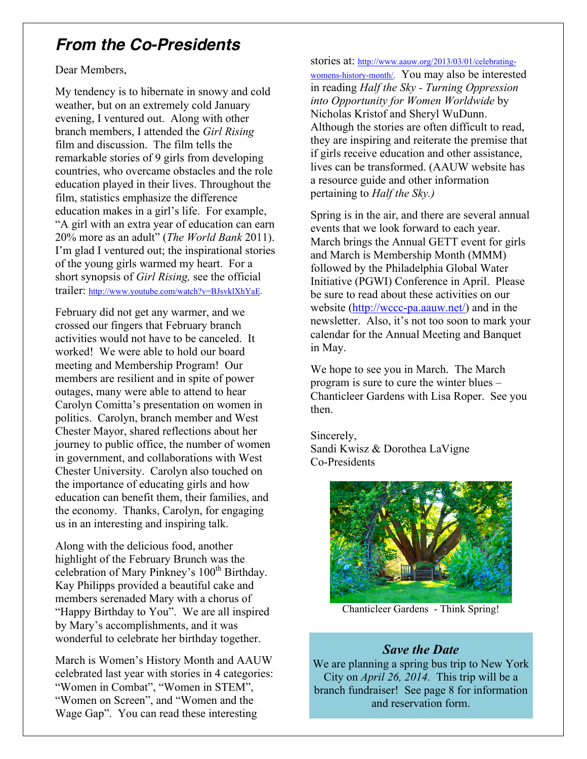## *From the Co-Presidents*

Dear Members,

My tendency is to hibernate in snowy and cold weather, but on an extremely cold January evening, I ventured out. Along with other branch members, I attended the *Girl Rising* film and discussion. The film tells the remarkable stories of 9 girls from developing countries, who overcame obstacles and the role education played in their lives. Throughout the film, statistics emphasize the difference education makes in a girl's life. For example, "A girl with an extra year of education can earn 20% more as an adult" (*The World Bank* 2011). I'm glad I ventured out; the inspirational stories of the young girls warmed my heart. For a short synopsis of *Girl Rising,* see the official trailer: http://www.youtube.com/watch?v=BJsvklXhYaE.

February did not get any warmer, and we crossed our fingers that February branch activities would not have to be canceled. It worked! We were able to hold our board meeting and Membership Program! Our members are resilient and in spite of power outages, many were able to attend to hear Carolyn Comitta's presentation on women in politics. Carolyn, branch member and West Chester Mayor, shared reflections about her journey to public office, the number of women in government, and collaborations with West Chester University. Carolyn also touched on the importance of educating girls and how education can benefit them, their families, and the economy. Thanks, Carolyn, for engaging us in an interesting and inspiring talk.

Along with the delicious food, another highlight of the February Brunch was the celebration of Mary Pinkney's 100th Birthday. Kay Philipps provided a beautiful cake and members serenaded Mary with a chorus of "Happy Birthday to You". We are all inspired by Mary's accomplishments, and it was wonderful to celebrate her birthday together.

March is Women's History Month and AAUW celebrated last year with stories in 4 categories: "Women in Combat", "Women in STEM", "Women on Screen", and "Women and the Wage Gap". You can read these interesting stories at: http://www.aauw.org/2013/03/01/celebrating-womens-history-month/. You may also be interested in reading *Half the Sky - Turning Oppression into Opportunity for Women Worldwide* by Nicholas Kristof and Sheryl WuDunn. Although the stories are often difficult to read, they are inspiring and reiterate the premise that if girls receive education and other assistance, lives can be transformed. (AAUW website has a resource guide and other information pertaining to *Half the Sky.)*

Spring is in the air, and there are several annual events that we look forward to each year. March brings the Annual GETT event for girls and March is Membership Month (MMM) followed by the Philadelphia Global Water Initiative (PGWI) Conference in April. Please be sure to read about these activities on our website (http://wccc-pa.aauw.net/) and in the newsletter. Also, it's not too soon to mark your calendar for the Annual Meeting and Banquet in May.

We hope to see you in March. The March program is sure to cure the winter blues – Chanticleer Gardens with Lisa Roper. See you then.

Sincerely,
Sandi Kwisz & Dorothea LaVigne
Co-Presidents

Chanticleer Gardens - Think Spring!

***Save the Date***

We are planning a spring bus trip to New York City on *April 26, 2014.* This trip will be a branch fundraiser! See page 8 for information and reservation form.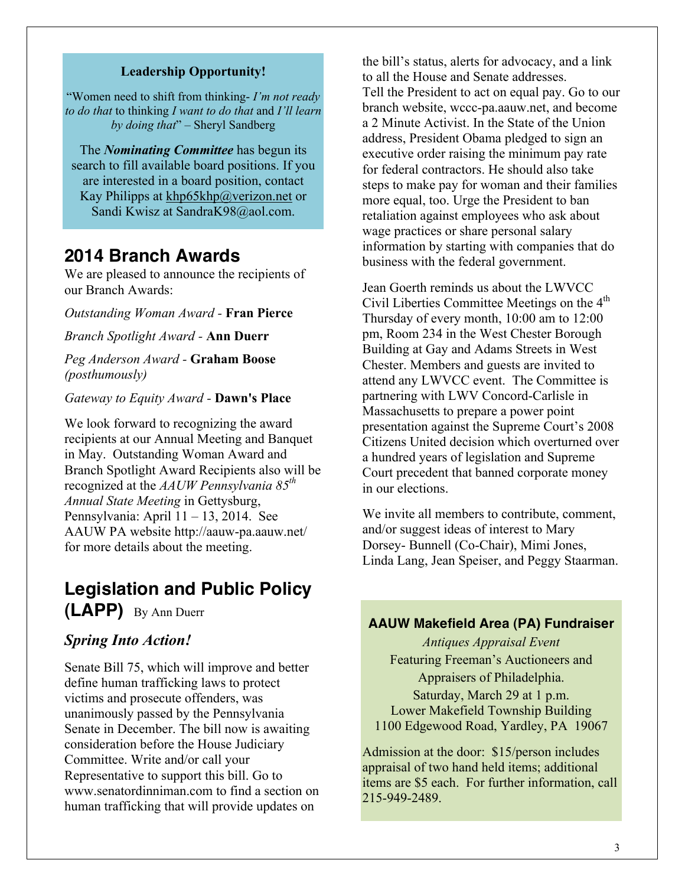**Leadership Opportunity!**

"Women need to shift from thinking- *I'm not ready to do that* to thinking *I want to do that* and *I'll learn by doing that*" – Sheryl Sandberg

The ***Nominating Committee*** has begun its search to fill available board positions. If you are interested in a board position, contact Kay Philipps at khp65khp@verizon.net or Sandi Kwisz at SandraK98@aol.com.

## 2014 Branch Awards

We are pleased to announce the recipients of our Branch Awards:

*Outstanding Woman Award* - **Fran Pierce**

*Branch Spotlight Award* - **Ann Duerr**

*Peg Anderson Award* - **Graham Boose** *(posthumously)*

*Gateway to Equity Award* - **Dawn's Place**

We look forward to recognizing the award recipients at our Annual Meeting and Banquet in May. Outstanding Woman Award and Branch Spotlight Award Recipients also will be recognized at the *AAUW Pennsylvania 85th Annual State Meeting* in Gettysburg, Pennsylvania: April 11 – 13, 2014. See AAUW PA website http://aauw-pa.aauw.net/ for more details about the meeting.

## Legislation and Public Policy (LAPP) By Ann Duerr

### *Spring Into Action!*

Senate Bill 75, which will improve and better define human trafficking laws to protect victims and prosecute offenders, was unanimously passed by the Pennsylvania Senate in December. The bill now is awaiting consideration before the House Judiciary Committee. Write and/or call your Representative to support this bill. Go to www.senatordinniman.com to find a section on human trafficking that will provide updates on the bill's status, alerts for advocacy, and a link to all the House and Senate addresses.

Tell the President to act on equal pay. Go to our branch website, wccc-pa.aauw.net, and become a 2 Minute Activist. In the State of the Union address, President Obama pledged to sign an executive order raising the minimum pay rate for federal contractors. He should also take steps to make pay for woman and their families more equal, too. Urge the President to ban retaliation against employees who ask about wage practices or share personal salary information by starting with companies that do business with the federal government.

Jean Goerth reminds us about the LWVCC Civil Liberties Committee Meetings on the 4th Thursday of every month, 10:00 am to 12:00 pm, Room 234 in the West Chester Borough Building at Gay and Adams Streets in West Chester. Members and guests are invited to attend any LWVCC event. The Committee is partnering with LWV Concord-Carlisle in Massachusetts to prepare a power point presentation against the Supreme Court's 2008 Citizens United decision which overturned over a hundred years of legislation and Supreme Court precedent that banned corporate money in our elections.

We invite all members to contribute, comment, and/or suggest ideas of interest to Mary Dorsey- Bunnell (Co-Chair), Mimi Jones, Linda Lang, Jean Speiser, and Peggy Staarman.

**AAUW Makefield Area (PA) Fundraiser**

*Antiques Appraisal Event*
Featuring Freeman's Auctioneers and Appraisers of Philadelphia.
Saturday, March 29 at 1 p.m.
Lower Makefield Township Building
1100 Edgewood Road, Yardley, PA 19067

Admission at the door: $15/person includes appraisal of two hand held items; additional items are $5 each. For further information, call 215-949-2489.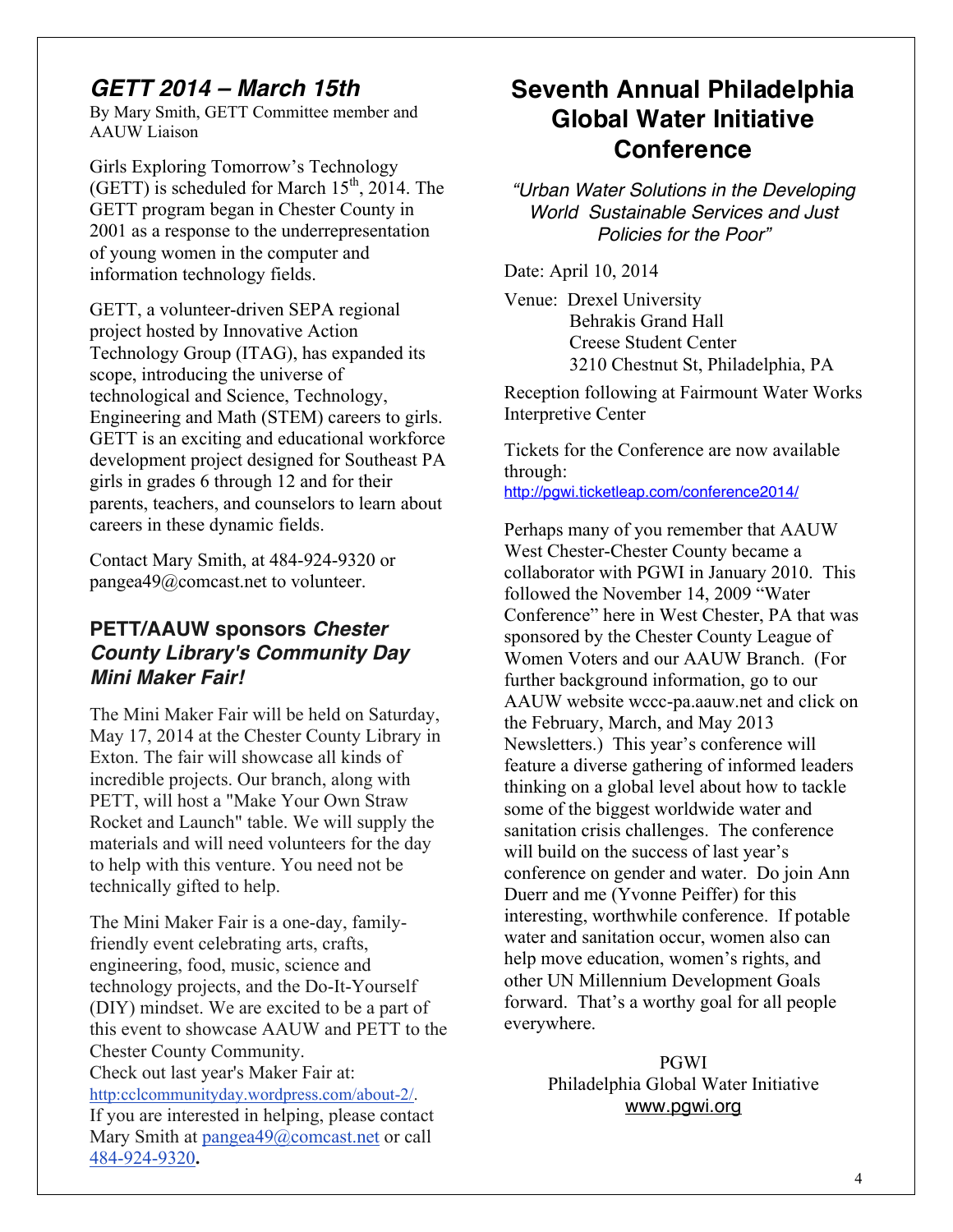## *GETT 2014 – March 15th*

By Mary Smith, GETT Committee member and AAUW Liaison

Girls Exploring Tomorrow's Technology (GETT) is scheduled for March 15th, 2014. The GETT program began in Chester County in 2001 as a response to the underrepresentation of young women in the computer and information technology fields.

GETT, a volunteer-driven SEPA regional project hosted by Innovative Action Technology Group (ITAG), has expanded its scope, introducing the universe of technological and Science, Technology, Engineering and Math (STEM) careers to girls. GETT is an exciting and educational workforce development project designed for Southeast PA girls in grades 6 through 12 and for their parents, teachers, and counselors to learn about careers in these dynamic fields.

Contact Mary Smith, at 484-924-9320 or pangea49@comcast.net to volunteer.

### PETT/AAUW sponsors *Chester County Library's Community Day Mini Maker Fair!*

The Mini Maker Fair will be held on Saturday, May 17, 2014 at the Chester County Library in Exton. The fair will showcase all kinds of incredible projects. Our branch, along with PETT, will host a "Make Your Own Straw Rocket and Launch" table. We will supply the materials and will need volunteers for the day to help with this venture. You need not be technically gifted to help.

The Mini Maker Fair is a one-day, family-friendly event celebrating arts, crafts, engineering, food, music, science and technology projects, and the Do-It-Yourself (DIY) mindset. We are excited to be a part of this event to showcase AAUW and PETT to the Chester County Community.
Check out last year's Maker Fair at: http:cclcommunityday.wordpress.com/about-2/.
If you are interested in helping, please contact Mary Smith at pangea49@comcast.net or call 484-924-9320**.**

## Seventh Annual Philadelphia Global Water Initiative Conference

*"Urban Water Solutions in the Developing World Sustainable Services and Just Policies for the Poor"*

Date: April 10, 2014

Venue: Drexel University
Behrakis Grand Hall
Creese Student Center
3210 Chestnut St, Philadelphia, PA

Reception following at Fairmount Water Works Interpretive Center

Tickets for the Conference are now available through:
http://pgwi.ticketleap.com/conference2014/

Perhaps many of you remember that AAUW West Chester-Chester County became a collaborator with PGWI in January 2010. This followed the November 14, 2009 "Water Conference" here in West Chester, PA that was sponsored by the Chester County League of Women Voters and our AAUW Branch. (For further background information, go to our AAUW website wccc-pa.aauw.net and click on the February, March, and May 2013 Newsletters.) This year's conference will feature a diverse gathering of informed leaders thinking on a global level about how to tackle some of the biggest worldwide water and sanitation crisis challenges. The conference will build on the success of last year's conference on gender and water. Do join Ann Duerr and me (Yvonne Peiffer) for this interesting, worthwhile conference. If potable water and sanitation occur, women also can help move education, women's rights, and other UN Millennium Development Goals forward. That's a worthy goal for all people everywhere.

PGWI
Philadelphia Global Water Initiative
www.pgwi.org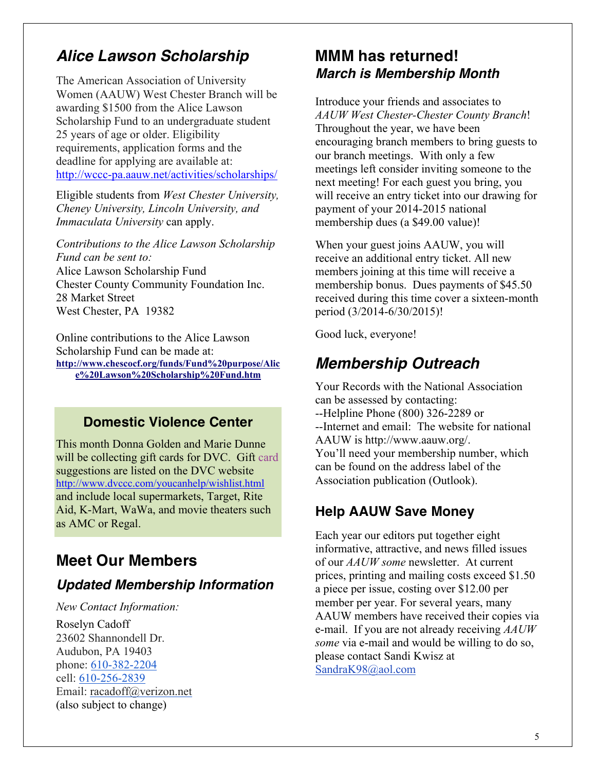## *Alice Lawson Scholarship*

The American Association of University Women (AAUW) West Chester Branch will be awarding $1500 from the Alice Lawson Scholarship Fund to an undergraduate student 25 years of age or older. Eligibility requirements, application forms and the deadline for applying are available at: http://wccc-pa.aauw.net/activities/scholarships/

Eligible students from *West Chester University, Cheney University, Lincoln University, and Immaculata University* can apply.

*Contributions to the Alice Lawson Scholarship Fund can be sent to:*
Alice Lawson Scholarship Fund
Chester County Community Foundation Inc.
28 Market Street
West Chester, PA 19382

Online contributions to the Alice Lawson Scholarship Fund can be made at:
**http://www.chescocf.org/funds/Fund%20purpose/Alice%20Lawson%20Scholarship%20Fund.htm**

### Domestic Violence Center

This month Donna Golden and Marie Dunne will be collecting gift cards for DVC. Gift card suggestions are listed on the DVC website http://www.dvccc.com/youcanhelp/wishlist.html and include local supermarkets, Target, Rite Aid, K-Mart, WaWa, and movie theaters such as AMC or Regal.

## Meet Our Members

### *Updated Membership Information*

*New Contact Information:*

Roselyn Cadoff
23602 Shannondell Dr.
Audubon, PA 19403
phone: 610-382-2204
cell: 610-256-2839
Email: racadoff@verizon.net
(also subject to change)

## MMM has returned!

### *March is Membership Month*

Introduce your friends and associates to *AAUW West Chester-Chester County Branch*! Throughout the year, we have been encouraging branch members to bring guests to our branch meetings. With only a few meetings left consider inviting someone to the next meeting! For each guest you bring, you will receive an entry ticket into our drawing for payment of your 2014-2015 national membership dues (a $49.00 value)!

When your guest joins AAUW, you will receive an additional entry ticket. All new members joining at this time will receive a membership bonus. Dues payments of $45.50 received during this time cover a sixteen-month period (3/2014-6/30/2015)!

Good luck, everyone!

## *Membership Outreach*

Your Records with the National Association can be assessed by contacting:
--Helpline Phone (800) 326-2289 or
--Internet and email: The website for national AAUW is http://www.aauw.org/.
You'll need your membership number, which can be found on the address label of the Association publication (Outlook).

### Help AAUW Save Money

Each year our editors put together eight informative, attractive, and news filled issues of our *AAUW some* newsletter. At current prices, printing and mailing costs exceed $1.50 a piece per issue, costing over $12.00 per member per year. For several years, many AAUW members have received their copies via e-mail. If you are not already receiving *AAUW some* via e-mail and would be willing to do so, please contact Sandi Kwisz at SandraK98@aol.com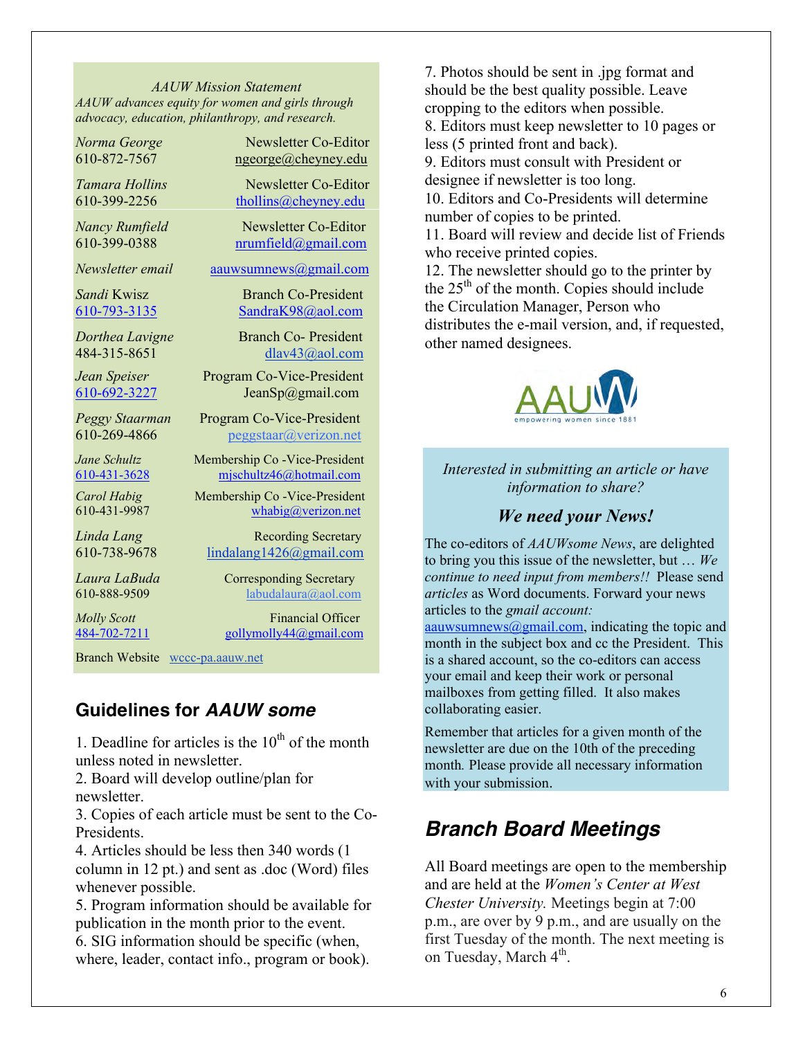*AAUW Mission Statement*
*AAUW advances equity for women and girls through advocacy, education, philanthropy, and research.*

| | |
|---|---|
| *Norma George* 610-872-7567 | Newsletter Co-Editor ngeorge@cheyney.edu |
| *Tamara Hollins* 610-399-2256 | Newsletter Co-Editor thollins@cheyney.edu |
| *Nancy Rumfield* 610-399-0388 | Newsletter Co-Editor nrumfield@gmail.com |
| *Newsletter email* | aauwsumnews@gmail.com |
| *Sandi* Kwisz 610-793-3135 | Branch Co-President SandraK98@aol.com |
| *Dorthea Lavigne* 484-315-8651 | Branch Co- President dlav43@aol.com |
| *Jean Speiser* 610-692-3227 | Program Co-Vice-President JeanSp@gmail.com |
| *Peggy Staarman* 610-269-4866 | Program Co-Vice-President peggstaar@verizon.net |
| *Jane Schultz* 610-431-3628 | Membership Co -Vice-President mjschultz46@hotmail.com |
| *Carol Habig* 610-431-9987 | Membership Co -Vice-President whabig@verizon.net |
| *Linda Lang* 610-738-9678 | Recording Secretary lindalang1426@gmail.com |
| *Laura LaBuda* 610-888-9509 | Corresponding Secretary labudalaura@aol.com |
| *Molly Scott* 484-702-7211 | Financial Officer gollymolly44@gmail.com |

Branch Website wccc-pa.aauw.net

## Guidelines for *AAUW some*

1. Deadline for articles is the 10th of the month unless noted in newsletter.
2. Board will develop outline/plan for newsletter.
3. Copies of each article must be sent to the Co-Presidents.
4. Articles should be less then 340 words (1 column in 12 pt.) and sent as .doc (Word) files whenever possible.
5. Program information should be available for publication in the month prior to the event.
6. SIG information should be specific (when, where, leader, contact info., program or book).
7. Photos should be sent in .jpg format and should be the best quality possible. Leave cropping to the editors when possible.
8. Editors must keep newsletter to 10 pages or less (5 printed front and back).
9. Editors must consult with President or designee if newsletter is too long.
10. Editors and Co-Presidents will determine number of copies to be printed.
11. Board will review and decide list of Friends who receive printed copies.
12. The newsletter should go to the printer by the 25th of the month. Copies should include the Circulation Manager, Person who distributes the e-mail version, and, if requested, other named designees.

AAUW empowering women since 1881

*Interested in submitting an article or have information to share?*

***We need your News!***

The co-editors of *AAUWsome News*, are delighted to bring you this issue of the newsletter, but … *We continue to need input from members!!* Please send *articles* as Word documents. Forward your news articles to the *gmail account:* aauwsumnews@gmail.com, indicating the topic and month in the subject box and cc the President. This is a shared account, so the co-editors can access your email and keep their work or personal mailboxes from getting filled. It also makes collaborating easier.

Remember that articles for a given month of the newsletter are due on the 10th of the preceding month. Please provide all necessary information with your submission.

## Branch Board Meetings

All Board meetings are open to the membership and are held at the *Women's Center at West Chester University.* Meetings begin at 7:00 p.m., are over by 9 p.m., and are usually on the first Tuesday of the month. The next meeting is on Tuesday, March 4th.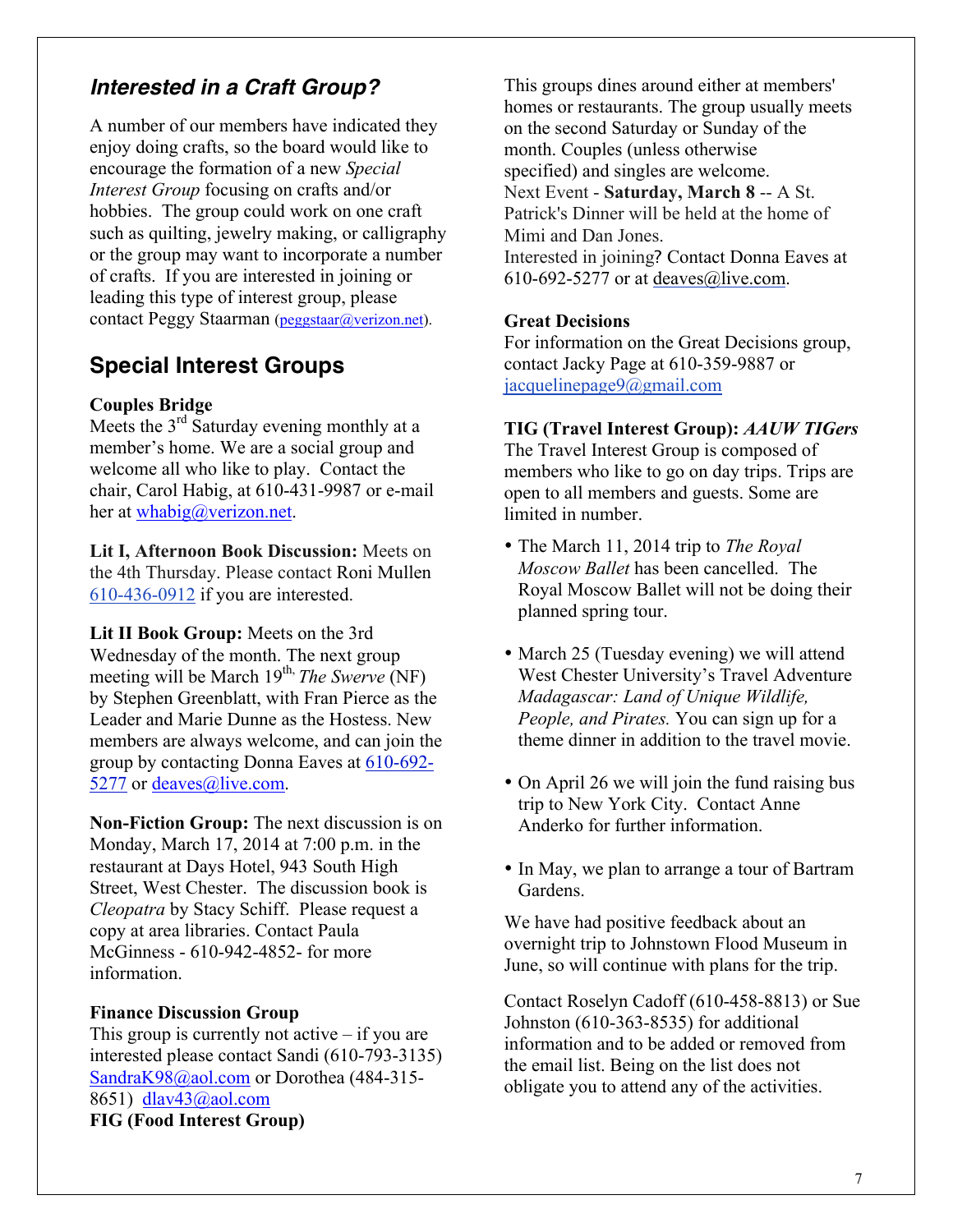## *Interested in a Craft Group?*

A number of our members have indicated they enjoy doing crafts, so the board would like to encourage the formation of a new *Special Interest Group* focusing on crafts and/or hobbies. The group could work on one craft such as quilting, jewelry making, or calligraphy or the group may want to incorporate a number of crafts. If you are interested in joining or leading this type of interest group, please contact Peggy Staarman (peggstaar@verizon.net).

## Special Interest Groups

**Couples Bridge**
Meets the 3rd Saturday evening monthly at a member's home. We are a social group and welcome all who like to play. Contact the chair, Carol Habig, at 610-431-9987 or e-mail her at whabig@verizon.net.

**Lit I, Afternoon Book Discussion:** Meets on the 4th Thursday. Please contact Roni Mullen 610-436-0912 if you are interested.

**Lit II Book Group:** Meets on the 3rd Wednesday of the month. The next group meeting will be March 19th, *The Swerve* (NF) by Stephen Greenblatt, with Fran Pierce as the Leader and Marie Dunne as the Hostess. New members are always welcome, and can join the group by contacting Donna Eaves at 610-692-5277 or deaves@live.com.

**Non-Fiction Group:** The next discussion is on Monday, March 17, 2014 at 7:00 p.m. in the restaurant at Days Hotel, 943 South High Street, West Chester. The discussion book is *Cleopatra* by Stacy Schiff. Please request a copy at area libraries. Contact Paula McGinness - 610-942-4852- for more information.

**Finance Discussion Group**
This group is currently not active – if you are interested please contact Sandi (610-793-3135) SandraK98@aol.com or Dorothea (484-315-8651) dlav43@aol.com

**FIG (Food Interest Group)**
This groups dines around either at members' homes or restaurants. The group usually meets on the second Saturday or Sunday of the month. Couples (unless otherwise specified) and singles are welcome.
Next Event - **Saturday, March 8** -- A St. Patrick's Dinner will be held at the home of Mimi and Dan Jones.
Interested in joining? Contact Donna Eaves at 610-692-5277 or at deaves@live.com.

**Great Decisions**
For information on the Great Decisions group, contact Jacky Page at 610-359-9887 or jacquelinepage9@gmail.com

**TIG (Travel Interest Group): *AAUW TIGers***
The Travel Interest Group is composed of members who like to go on day trips. Trips are open to all members and guests. Some are limited in number.

- The March 11, 2014 trip to *The Royal Moscow Ballet* has been cancelled. The Royal Moscow Ballet will not be doing their planned spring tour.
- March 25 (Tuesday evening) we will attend West Chester University's Travel Adventure *Madagascar: Land of Unique Wildlife, People, and Pirates.* You can sign up for a theme dinner in addition to the travel movie.
- On April 26 we will join the fund raising bus trip to New York City. Contact Anne Anderko for further information.
- In May, we plan to arrange a tour of Bartram Gardens.

We have had positive feedback about an overnight trip to Johnstown Flood Museum in June, so will continue with plans for the trip.

Contact Roselyn Cadoff (610-458-8813) or Sue Johnston (610-363-8535) for additional information and to be added or removed from the email list. Being on the list does not obligate you to attend any of the activities.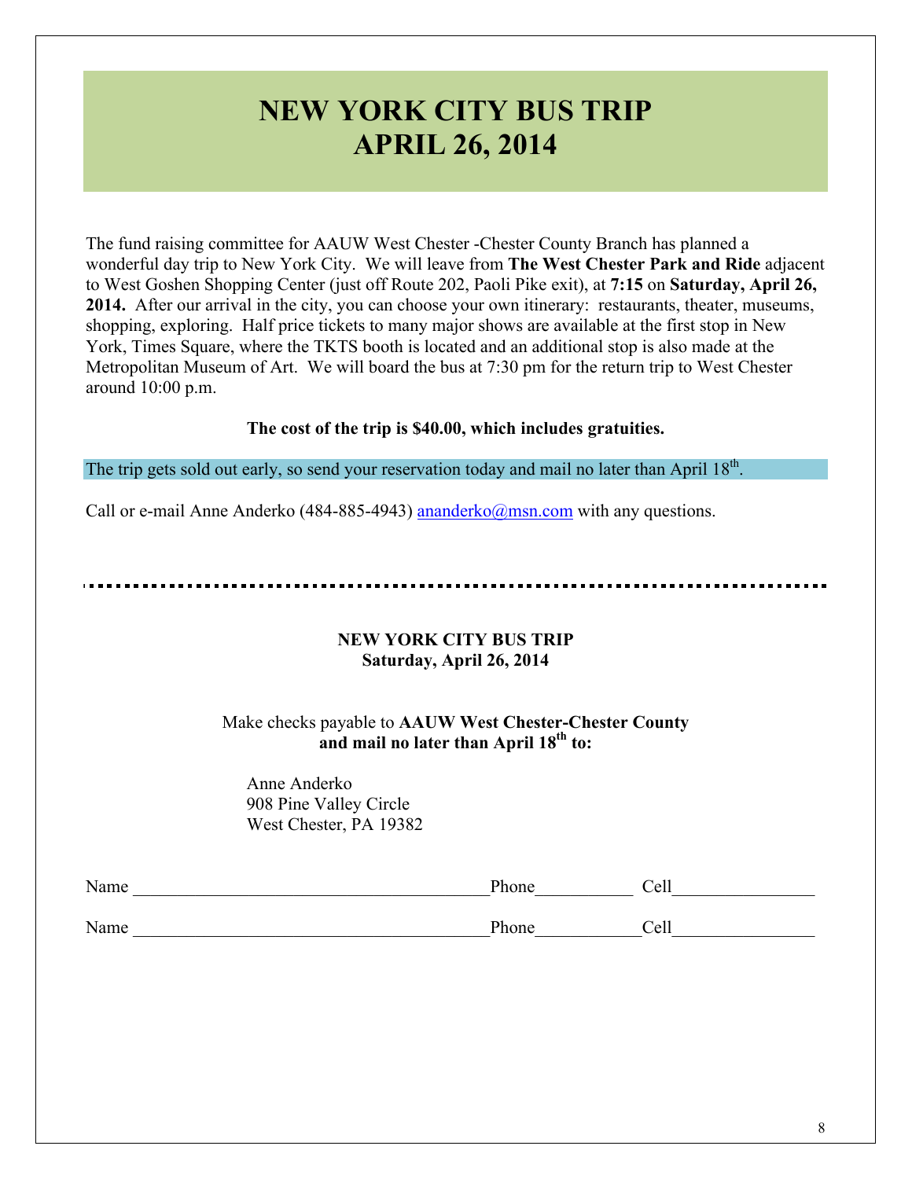# NEW YORK CITY BUS TRIP
# APRIL 26, 2014

The fund raising committee for AAUW West Chester -Chester County Branch has planned a wonderful day trip to New York City. We will leave from **The West Chester Park and Ride** adjacent to West Goshen Shopping Center (just off Route 202, Paoli Pike exit), at **7:15** on **Saturday, April 26, 2014.** After our arrival in the city, you can choose your own itinerary: restaurants, theater, museums, shopping, exploring. Half price tickets to many major shows are available at the first stop in New York, Times Square, where the TKTS booth is located and an additional stop is also made at the Metropolitan Museum of Art. We will board the bus at 7:30 pm for the return trip to West Chester around 10:00 p.m.

**The cost of the trip is $40.00, which includes gratuities.**

The trip gets sold out early, so send your reservation today and mail no later than April 18th.

Call or e-mail Anne Anderko (484-885-4943) ananderko@msn.com with any questions.

---

**NEW YORK CITY BUS TRIP**
**Saturday, April 26, 2014**

Make checks payable to **AAUW West Chester-Chester County and mail no later than April 18th to:**

Anne Anderko
908 Pine Valley Circle
West Chester, PA 19382

Name ________________________________________ Phone___________ Cell________________

Name ________________________________________ Phone___________ Cell________________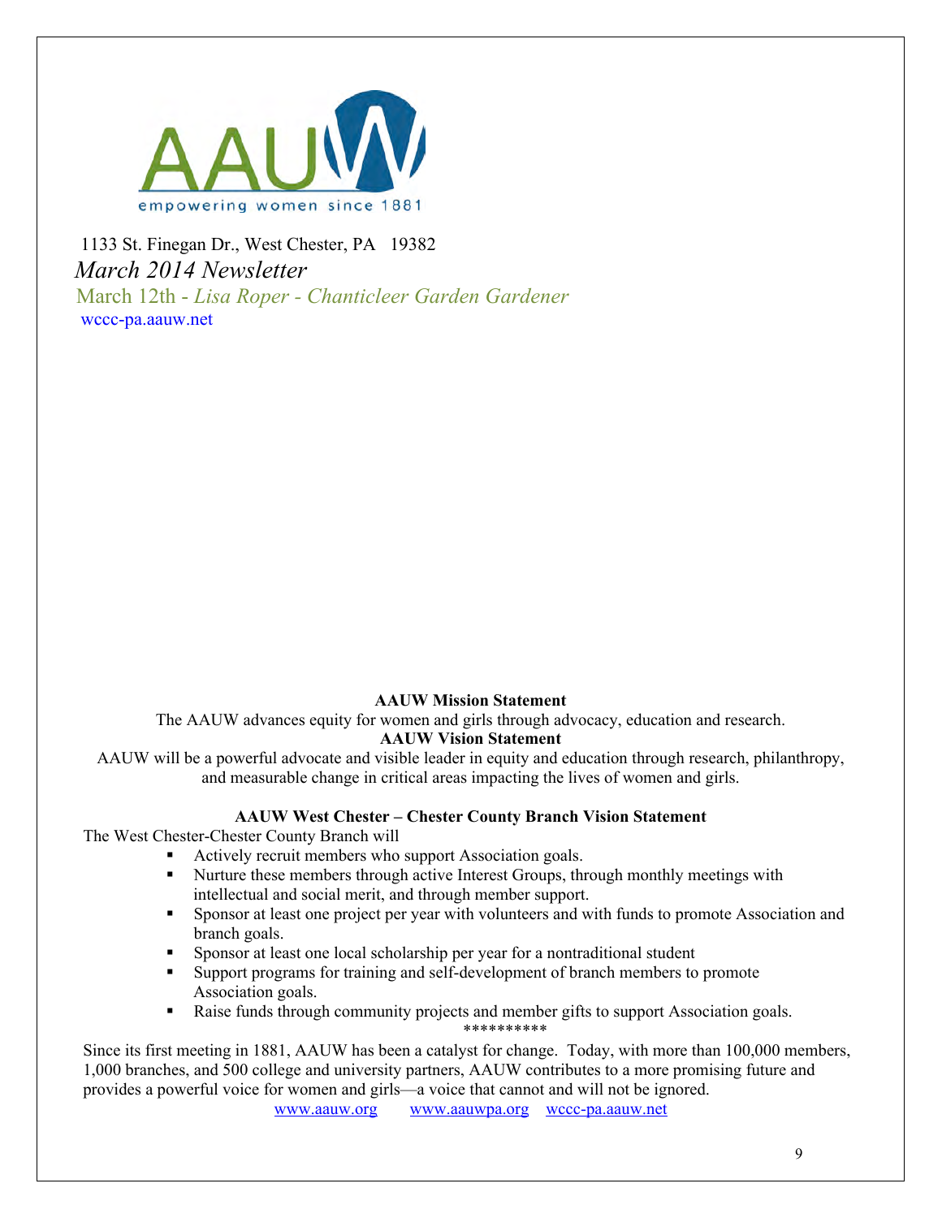AAUW

empowering women since 1881

1133 St. Finegan Dr., West Chester, PA 19382

*March 2014 Newsletter*

March 12th - *Lisa Roper - Chanticleer Garden Gardener*

wccc-pa.aauw.net

**AAUW Mission Statement**

The AAUW advances equity for women and girls through advocacy, education and research.

**AAUW Vision Statement**

AAUW will be a powerful advocate and visible leader in equity and education through research, philanthropy, and measurable change in critical areas impacting the lives of women and girls.

**AAUW West Chester – Chester County Branch Vision Statement**

The West Chester-Chester County Branch will

- Actively recruit members who support Association goals.
- Nurture these members through active Interest Groups, through monthly meetings with intellectual and social merit, and through member support.
- Sponsor at least one project per year with volunteers and with funds to promote Association and branch goals.
- Sponsor at least one local scholarship per year for a nontraditional student
- Support programs for training and self-development of branch members to promote Association goals.
- Raise funds through community projects and member gifts to support Association goals.

**********

Since its first meeting in 1881, AAUW has been a catalyst for change. Today, with more than 100,000 members, 1,000 branches, and 500 college and university partners, AAUW contributes to a more promising future and provides a powerful voice for women and girls—a voice that cannot and will not be ignored.

www.aauw.org www.aauwpa.org wccc-pa.aauw.net